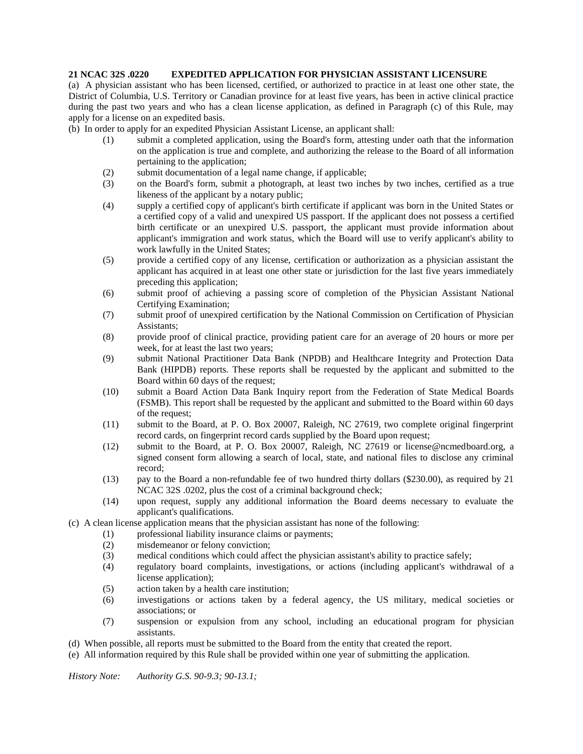**21 NCAC 32S .0220 EXPEDITED APPLICATION FOR PHYSICIAN ASSISTANT LICENSURE**

(a) A physician assistant who has been licensed, certified, or authorized to practice in at least one other state, the District of Columbia, U.S. Territory or Canadian province for at least five years, has been in active clinical practice during the past two years and who has a clean license application, as defined in Paragraph (c) of this Rule, may apply for a license on an expedited basis.

(b) In order to apply for an expedited Physician Assistant License, an applicant shall:

(1) submit a completed application, using the Board's form, attesting under oath that the information on the application is true and complete, and authorizing the release to the Board of all information pertaining to the application;

(2) submit documentation of a legal name change, if applicable;

(3) on the Board's form, submit a photograph, at least two inches by two inches, certified as a true likeness of the applicant by a notary public;

(4) supply a certified copy of applicant's birth certificate if applicant was born in the United States or a certified copy of a valid and unexpired US passport. If the applicant does not possess a certified birth certificate or an unexpired U.S. passport, the applicant must provide information about applicant's immigration and work status, which the Board will use to verify applicant's ability to work lawfully in the United States;

(5) provide a certified copy of any license, certification or authorization as a physician assistant the applicant has acquired in at least one other state or jurisdiction for the last five years immediately preceding this application;

(6) submit proof of achieving a passing score of completion of the Physician Assistant National Certifying Examination;

(7) submit proof of unexpired certification by the National Commission on Certification of Physician Assistants;

(8) provide proof of clinical practice, providing patient care for an average of 20 hours or more per week, for at least the last two years;

(9) submit National Practitioner Data Bank (NPDB) and Healthcare Integrity and Protection Data Bank (HIPDB) reports. These reports shall be requested by the applicant and submitted to the Board within 60 days of the request;

(10) submit a Board Action Data Bank Inquiry report from the Federation of State Medical Boards (FSMB). This report shall be requested by the applicant and submitted to the Board within 60 days of the request;

(11) submit to the Board, at P. O. Box 20007, Raleigh, NC 27619, two complete original fingerprint record cards, on fingerprint record cards supplied by the Board upon request;

(12) submit to the Board, at P. O. Box 20007, Raleigh, NC 27619 or license@ncmedboard.org, a signed consent form allowing a search of local, state, and national files to disclose any criminal record;

(13) pay to the Board a non-refundable fee of two hundred thirty dollars ($230.00), as required by 21 NCAC 32S .0202, plus the cost of a criminal background check;

(14) upon request, supply any additional information the Board deems necessary to evaluate the applicant's qualifications.

(c) A clean license application means that the physician assistant has none of the following:

(1) professional liability insurance claims or payments;

(2) misdemeanor or felony conviction;

(3) medical conditions which could affect the physician assistant's ability to practice safely;

(4) regulatory board complaints, investigations, or actions (including applicant's withdrawal of a license application);

(5) action taken by a health care institution;

(6) investigations or actions taken by a federal agency, the US military, medical societies or associations; or

(7) suspension or expulsion from any school, including an educational program for physician assistants.

(d) When possible, all reports must be submitted to the Board from the entity that created the report.

(e) All information required by this Rule shall be provided within one year of submitting the application.

*History Note: Authority G.S. 90-9.3; 90-13.1;*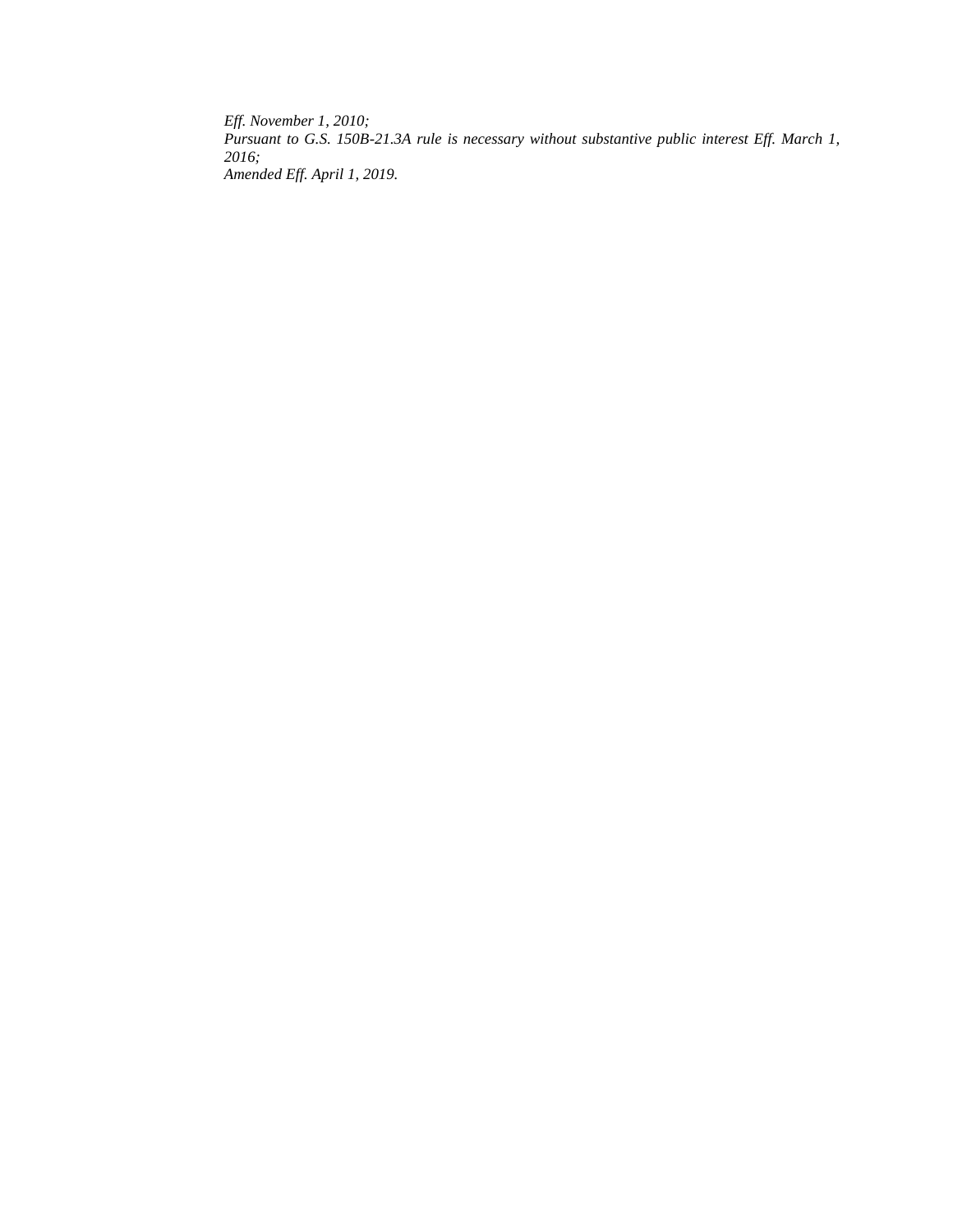*Eff. November 1, 2010;*
*Pursuant to G.S. 150B-21.3A rule is necessary without substantive public interest Eff. March 1, 2016;*
*Amended Eff. April 1, 2019.*